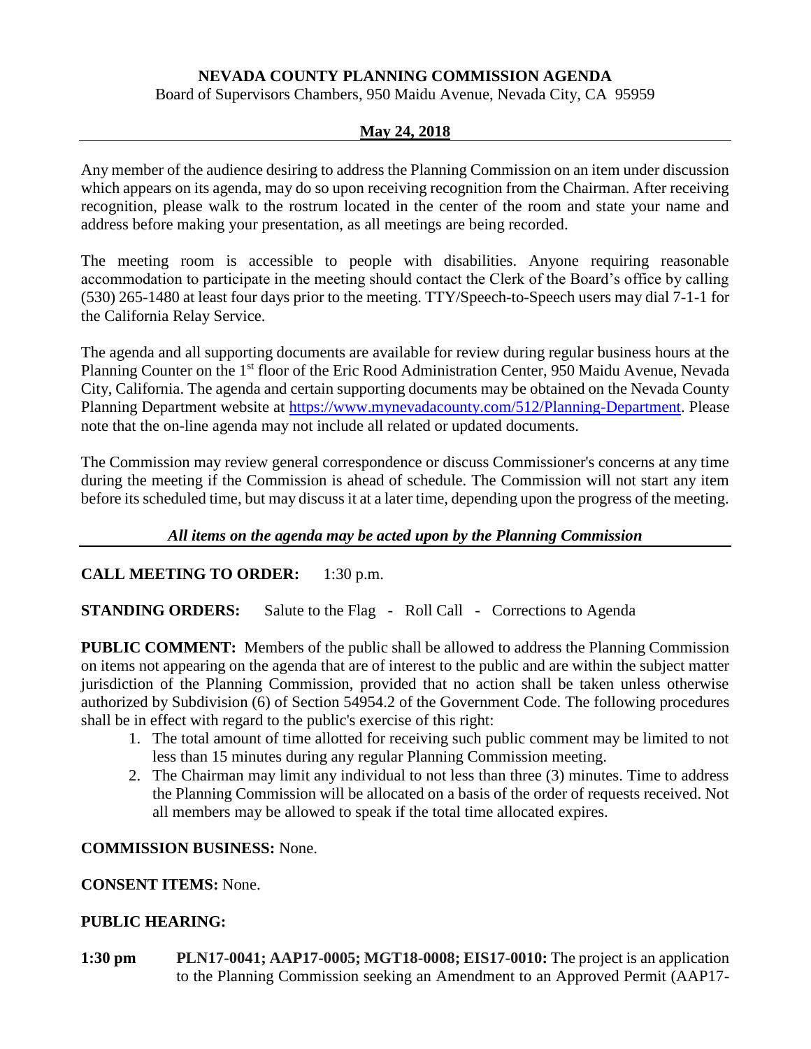# NEVADA COUNTY PLANNING COMMISSION AGENDA

Board of Supervisors Chambers, 950 Maidu Avenue, Nevada City, CA 95959

**May 24, 2018**

---

Any member of the audience desiring to address the Planning Commission on an item under discussion which appears on its agenda, may do so upon receiving recognition from the Chairman. After receiving recognition, please walk to the rostrum located in the center of the room and state your name and address before making your presentation, as all meetings are being recorded.

The meeting room is accessible to people with disabilities. Anyone requiring reasonable accommodation to participate in the meeting should contact the Clerk of the Board's office by calling (530) 265-1480 at least four days prior to the meeting. TTY/Speech-to-Speech users may dial 7-1-1 for the California Relay Service.

The agenda and all supporting documents are available for review during regular business hours at the Planning Counter on the 1st floor of the Eric Rood Administration Center, 950 Maidu Avenue, Nevada City, California. The agenda and certain supporting documents may be obtained on the Nevada County Planning Department website at https://www.mynevadacounty.com/512/Planning-Department. Please note that the on-line agenda may not include all related or updated documents.

The Commission may review general correspondence or discuss Commissioner's concerns at any time during the meeting if the Commission is ahead of schedule. The Commission will not start any item before its scheduled time, but may discuss it at a later time, depending upon the progress of the meeting.

***All items on the agenda may be acted upon by the Planning Commission***

---

**CALL MEETING TO ORDER:** 1:30 p.m.

**STANDING ORDERS:** Salute to the Flag - Roll Call - Corrections to Agenda

**PUBLIC COMMENT:** Members of the public shall be allowed to address the Planning Commission on items not appearing on the agenda that are of interest to the public and are within the subject matter jurisdiction of the Planning Commission, provided that no action shall be taken unless otherwise authorized by Subdivision (6) of Section 54954.2 of the Government Code. The following procedures shall be in effect with regard to the public's exercise of this right:

1. The total amount of time allotted for receiving such public comment may be limited to not less than 15 minutes during any regular Planning Commission meeting.
2. The Chairman may limit any individual to not less than three (3) minutes. Time to address the Planning Commission will be allocated on a basis of the order of requests received. Not all members may be allowed to speak if the total time allocated expires.

**COMMISSION BUSINESS:** None.

**CONSENT ITEMS:** None.

**PUBLIC HEARING:**

**1:30 pm** **PLN17-0041; AAP17-0005; MGT18-0008; EIS17-0010:** The project is an application to the Planning Commission seeking an Amendment to an Approved Permit (AAP17-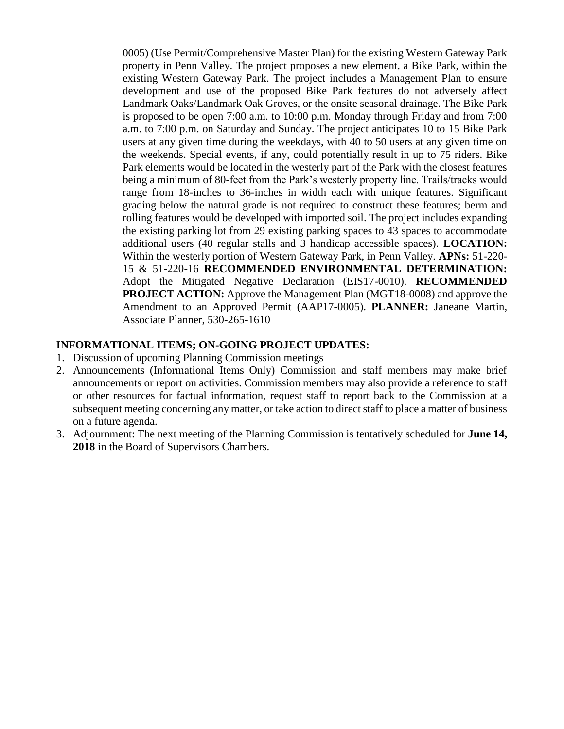0005) (Use Permit/Comprehensive Master Plan) for the existing Western Gateway Park property in Penn Valley. The project proposes a new element, a Bike Park, within the existing Western Gateway Park. The project includes a Management Plan to ensure development and use of the proposed Bike Park features do not adversely affect Landmark Oaks/Landmark Oak Groves, or the onsite seasonal drainage. The Bike Park is proposed to be open 7:00 a.m. to 10:00 p.m. Monday through Friday and from 7:00 a.m. to 7:00 p.m. on Saturday and Sunday. The project anticipates 10 to 15 Bike Park users at any given time during the weekdays, with 40 to 50 users at any given time on the weekends. Special events, if any, could potentially result in up to 75 riders. Bike Park elements would be located in the westerly part of the Park with the closest features being a minimum of 80-feet from the Park's westerly property line. Trails/tracks would range from 18-inches to 36-inches in width each with unique features. Significant grading below the natural grade is not required to construct these features; berm and rolling features would be developed with imported soil. The project includes expanding the existing parking lot from 29 existing parking spaces to 43 spaces to accommodate additional users (40 regular stalls and 3 handicap accessible spaces). **LOCATION:** Within the westerly portion of Western Gateway Park, in Penn Valley. **APNs:** 51-220-15 & 51-220-16 **RECOMMENDED ENVIRONMENTAL DETERMINATION:** Adopt the Mitigated Negative Declaration (EIS17-0010). **RECOMMENDED PROJECT ACTION:** Approve the Management Plan (MGT18-0008) and approve the Amendment to an Approved Permit (AAP17-0005). **PLANNER:** Janeane Martin, Associate Planner, 530-265-1610

## INFORMATIONAL ITEMS; ON-GOING PROJECT UPDATES:

1. Discussion of upcoming Planning Commission meetings
2. Announcements (Informational Items Only) Commission and staff members may make brief announcements or report on activities. Commission members may also provide a reference to staff or other resources for factual information, request staff to report back to the Commission at a subsequent meeting concerning any matter, or take action to direct staff to place a matter of business on a future agenda.
3. Adjournment: The next meeting of the Planning Commission is tentatively scheduled for **June 14, 2018** in the Board of Supervisors Chambers.